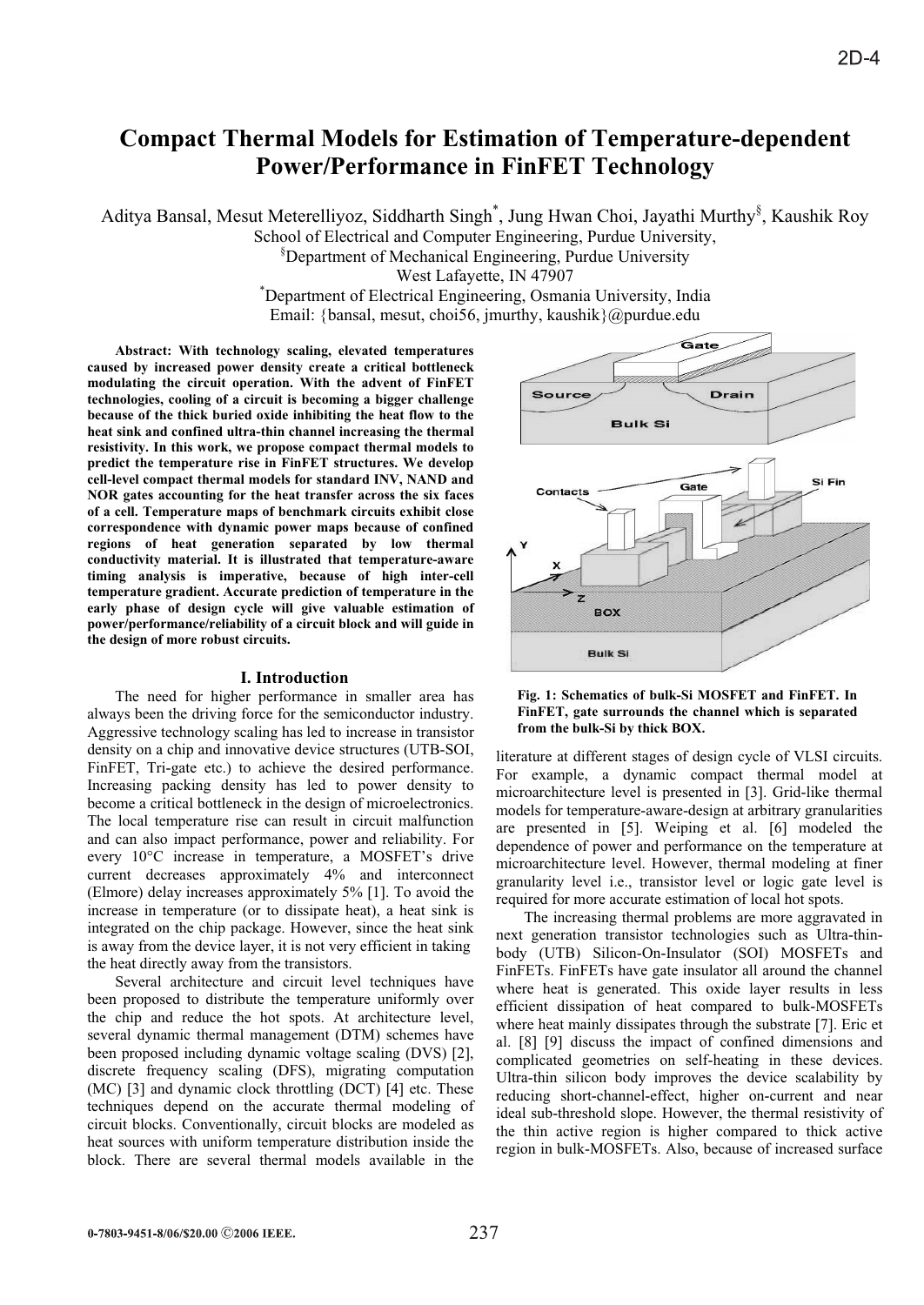# Compact Thermal Models for Estimation of Temperature-dependent Power/Performance in FinFET Technology

Aditya Bansal, Mesut Meterelliyoz, Siddharth Singh[*], Jung Hwan Choi, Jayathi Murthy[§], Kaushik Roy

School of Electrical and Computer Engineering, Purdue University,
[§]Department of Mechanical Engineering, Purdue University
West Lafayette, IN 47907
[*]Department of Electrical Engineering, Osmania University, India
Email: {bansal, mesut, choi56, jmurthy, kaushik}@purdue.edu

**Abstract: With technology scaling, elevated temperatures caused by increased power density create a critical bottleneck modulating the circuit operation. With the advent of FinFET technologies, cooling of a circuit is becoming a bigger challenge because of the thick buried oxide inhibiting the heat flow to the heat sink and confined ultra-thin channel increasing the thermal resistivity. In this work, we propose compact thermal models to predict the temperature rise in FinFET structures. We develop cell-level compact thermal models for standard INV, NAND and NOR gates accounting for the heat transfer across the six faces of a cell. Temperature maps of benchmark circuits exhibit close correspondence with dynamic power maps because of confined regions of heat generation separated by low thermal conductivity material. It is illustrated that temperature-aware timing analysis is imperative, because of high inter-cell temperature gradient. Accurate prediction of temperature in the early phase of design cycle will give valuable estimation of power/performance/reliability of a circuit block and will guide in the design of more robust circuits.**

## I. Introduction

The need for higher performance in smaller area has always been the driving force for the semiconductor industry. Aggressive technology scaling has led to increase in transistor density on a chip and innovative device structures (UTB-SOI, FinFET, Tri-gate etc.) to achieve the desired performance. Increasing packing density has led to power density to become a critical bottleneck in the design of microelectronics. The local temperature rise can result in circuit malfunction and can also impact performance, power and reliability. For every 10°C increase in temperature, a MOSFET's drive current decreases approximately 4% and interconnect (Elmore) delay increases approximately 5% [1]. To avoid the increase in temperature (or to dissipate heat), a heat sink is integrated on the chip package. However, since the heat sink is away from the device layer, it is not very efficient in taking the heat directly away from the transistors.

Several architecture and circuit level techniques have been proposed to distribute the temperature uniformly over the chip and reduce the hot spots. At architecture level, several dynamic thermal management (DTM) schemes have been proposed including dynamic voltage scaling (DVS) [2], discrete frequency scaling (DFS), migrating computation (MC) [3] and dynamic clock throttling (DCT) [4] etc. These techniques depend on the accurate thermal modeling of circuit blocks. Conventionally, circuit blocks are modeled as heat sources with uniform temperature distribution inside the block. There are several thermal models available in the literature at different stages of design cycle of VLSI circuits. For example, a dynamic compact thermal model at microarchitecture level is presented in [3]. Grid-like thermal models for temperature-aware-design at arbitrary granularities are presented in [5]. Weiping et al. [6] modeled the dependence of power and performance on the temperature at microarchitecture level. However, thermal modeling at finer granularity level i.e., transistor level or logic gate level is required for more accurate estimation of local hot spots.

Fig. 1: Schematics of bulk-Si MOSFET and FinFET. In FinFET, gate surrounds the channel which is separated from the bulk-Si by thick BOX.

The increasing thermal problems are more aggravated in next generation transistor technologies such as Ultra-thin-body (UTB) Silicon-On-Insulator (SOI) MOSFETs and FinFETs. FinFETs have gate insulator all around the channel where heat is generated. This oxide layer results in less efficient dissipation of heat compared to bulk-MOSFETs where heat mainly dissipates through the substrate [7]. Eric et al. [8] [9] discuss the impact of confined dimensions and complicated geometries on self-heating in these devices. Ultra-thin silicon body improves the device scalability by reducing short-channel-effect, higher on-current and near ideal sub-threshold slope. However, the thermal resistivity of the thin active region is higher compared to thick active region in bulk-MOSFETs. Also, because of increased surface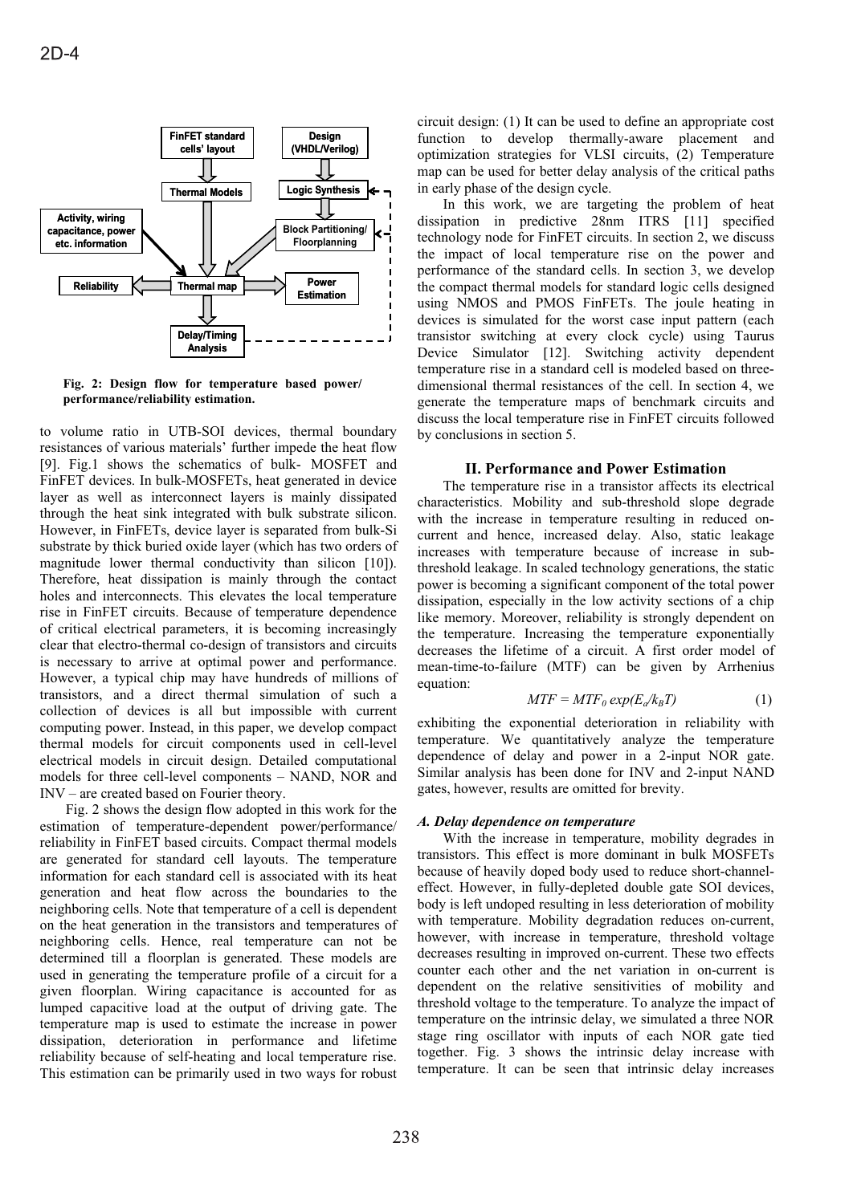Fig. 2: Design flow for temperature based power/ performance/reliability estimation.

to volume ratio in UTB-SOI devices, thermal boundary resistances of various materials' further impede the heat flow [9]. Fig.1 shows the schematics of bulk- MOSFET and FinFET devices. In bulk-MOSFETs, heat generated in device layer as well as interconnect layers is mainly dissipated through the heat sink integrated with bulk substrate silicon. However, in FinFETs, device layer is separated from bulk-Si substrate by thick buried oxide layer (which has two orders of magnitude lower thermal conductivity than silicon [10]). Therefore, heat dissipation is mainly through the contact holes and interconnects. This elevates the local temperature rise in FinFET circuits. Because of temperature dependence of critical electrical parameters, it is becoming increasingly clear that electro-thermal co-design of transistors and circuits is necessary to arrive at optimal power and performance. However, a typical chip may have hundreds of millions of transistors, and a direct thermal simulation of such a collection of devices is all but impossible with current computing power. Instead, in this paper, we develop compact thermal models for circuit components used in cell-level electrical models in circuit design. Detailed computational models for three cell-level components – NAND, NOR and INV – are created based on Fourier theory.

Fig. 2 shows the design flow adopted in this work for the estimation of temperature-dependent power/performance/ reliability in FinFET based circuits. Compact thermal models are generated for standard cell layouts. The temperature information for each standard cell is associated with its heat generation and heat flow across the boundaries to the neighboring cells. Note that temperature of a cell is dependent on the heat generation in the transistors and temperatures of neighboring cells. Hence, real temperature can not be determined till a floorplan is generated. These models are used in generating the temperature profile of a circuit for a given floorplan. Wiring capacitance is accounted for as lumped capacitive load at the output of driving gate. The temperature map is used to estimate the increase in power dissipation, deterioration in performance and lifetime reliability because of self-heating and local temperature rise. This estimation can be primarily used in two ways for robust circuit design: (1) It can be used to define an appropriate cost function to develop thermally-aware placement and optimization strategies for VLSI circuits, (2) Temperature map can be used for better delay analysis of the critical paths in early phase of the design cycle.

In this work, we are targeting the problem of heat dissipation in predictive 28nm ITRS [11] specified technology node for FinFET circuits. In section 2, we discuss the impact of local temperature rise on the power and performance of the standard cells. In section 3, we develop the compact thermal models for standard logic cells designed using NMOS and PMOS FinFETs. The joule heating in devices is simulated for the worst case input pattern (each transistor switching at every clock cycle) using Taurus Device Simulator [12]. Switching activity dependent temperature rise in a standard cell is modeled based on three-dimensional thermal resistances of the cell. In section 4, we generate the temperature maps of benchmark circuits and discuss the local temperature rise in FinFET circuits followed by conclusions in section 5.

## II. Performance and Power Estimation

The temperature rise in a transistor affects its electrical characteristics. Mobility and sub-threshold slope degrade with the increase in temperature resulting in reduced on-current and hence, increased delay. Also, static leakage increases with temperature because of increase in sub-threshold leakage. In scaled technology generations, the static power is becoming a significant component of the total power dissipation, especially in the low activity sections of a chip like memory. Moreover, reliability is strongly dependent on the temperature. Increasing the temperature exponentially decreases the lifetime of a circuit. A first order model of mean-time-to-failure (MTF) can be given by Arrhenius equation:

$$MTF = MTF_0 \exp(E_a/k_B T) \tag{1}$$

exhibiting the exponential deterioration in reliability with temperature. We quantitatively analyze the temperature dependence of delay and power in a 2-input NOR gate. Similar analysis has been done for INV and 2-input NAND gates, however, results are omitted for brevity.

### *A. Delay dependence on temperature*

With the increase in temperature, mobility degrades in transistors. This effect is more dominant in bulk MOSFETs because of heavily doped body used to reduce short-channel-effect. However, in fully-depleted double gate SOI devices, body is left undoped resulting in less deterioration of mobility with temperature. Mobility degradation reduces on-current, however, with increase in temperature, threshold voltage decreases resulting in improved on-current. These two effects counter each other and the net variation in on-current is dependent on the relative sensitivities of mobility and threshold voltage to the temperature. To analyze the impact of temperature on the intrinsic delay, we simulated a three NOR stage ring oscillator with inputs of each NOR gate tied together. Fig. 3 shows the intrinsic delay increase with temperature. It can be seen that intrinsic delay increases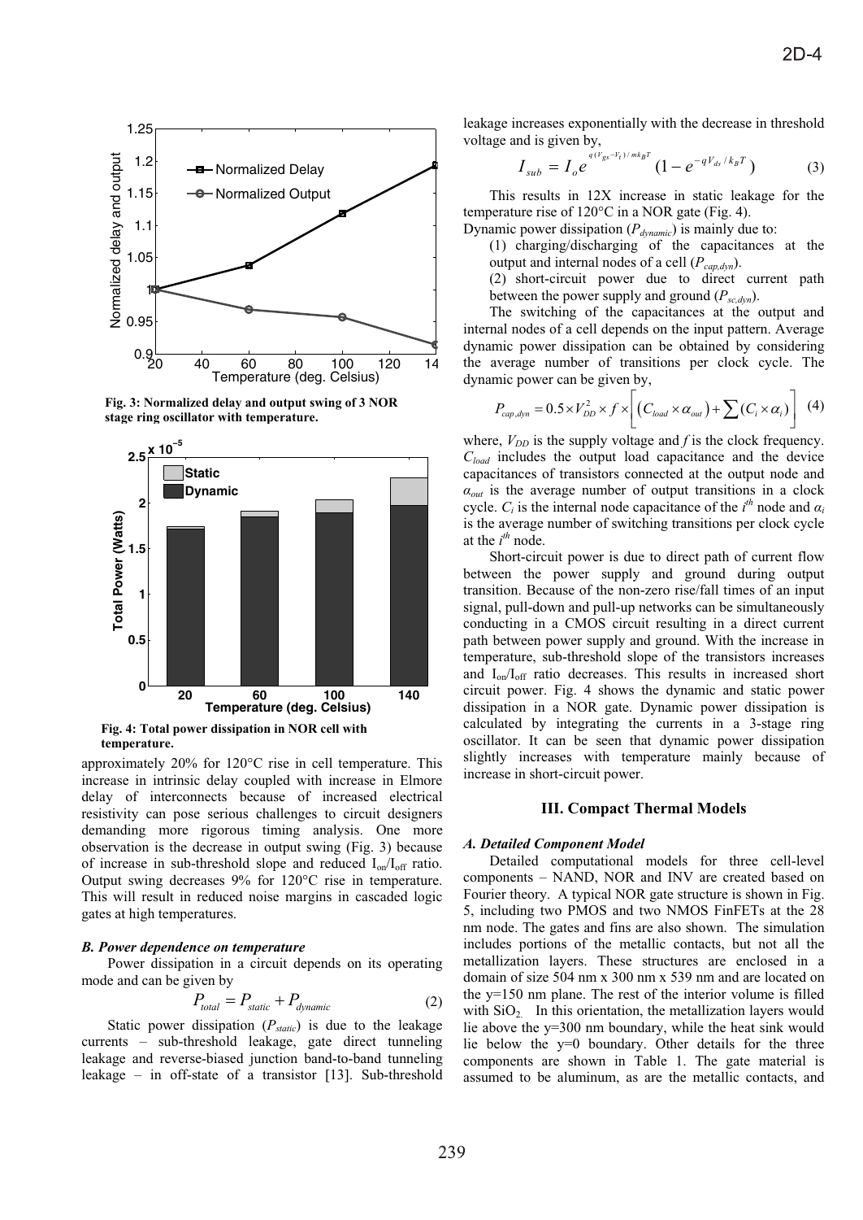Fig. 3: Normalized delay and output swing of 3 NOR stage ring oscillator with temperature.

Fig. 4: Total power dissipation in NOR cell with temperature.

approximately 20% for 120°C rise in cell temperature. This increase in intrinsic delay coupled with increase in Elmore delay of interconnects because of increased electrical resistivity can pose serious challenges to circuit designers demanding more rigorous timing analysis. One more observation is the decrease in output swing (Fig. 3) because of increase in sub-threshold slope and reduced $I_{on}/I_{off}$ ratio. Output swing decreases 9% for 120°C rise in temperature. This will result in reduced noise margins in cascaded logic gates at high temperatures.

### *B. Power dependence on temperature*

Power dissipation in a circuit depends on its operating mode and can be given by

$$P_{total} = P_{static} + P_{dynamic} \tag{2}$$

Static power dissipation ($P_{static}$) is due to the leakage currents – sub-threshold leakage, gate direct tunneling leakage and reverse-biased junction band-to-band tunneling leakage – in off-state of a transistor [13]. Sub-threshold leakage increases exponentially with the decrease in threshold voltage and is given by,

$$I_{sub} = I_o e^{q(V_{gs}-V_t)/mk_BT}(1 - e^{-qV_{ds}/k_BT}) \tag{3}$$

This results in 12X increase in static leakage for the temperature rise of 120°C in a NOR gate (Fig. 4).

Dynamic power dissipation ($P_{dynamic}$) is mainly due to:

(1) charging/discharging of the capacitances at the output and internal nodes of a cell ($P_{cap,dyn}$).

(2) short-circuit power due to direct current path between the power supply and ground ($P_{sc,dyn}$).

The switching of the capacitances at the output and internal nodes of a cell depends on the input pattern. Average dynamic power dissipation can be obtained by considering the average number of transitions per clock cycle. The dynamic power can be given by,

$$P_{cap,dyn} = 0.5 \times V_{DD}^2 \times f \times \left[ (C_{load} \times \alpha_{out}) + \sum (C_i \times \alpha_i) \right] \tag{4}$$

where, $V_{DD}$ is the supply voltage and $f$ is the clock frequency. $C_{load}$ includes the output load capacitance and the device capacitances of transistors connected at the output node and $\alpha_{out}$ is the average number of output transitions in a clock cycle. $C_i$ is the internal node capacitance of the $i^{th}$ node and $\alpha_i$ is the average number of switching transitions per clock cycle at the $i^{th}$ node.

Short-circuit power is due to direct path of current flow between the power supply and ground during output transition. Because of the non-zero rise/fall times of an input signal, pull-down and pull-up networks can be simultaneously conducting in a CMOS circuit resulting in a direct current path between power supply and ground. With the increase in temperature, sub-threshold slope of the transistors increases and $I_{on}/I_{off}$ ratio decreases. This results in increased short circuit power. Fig. 4 shows the dynamic and static power dissipation in a NOR gate. Dynamic power dissipation is calculated by integrating the currents in a 3-stage ring oscillator. It can be seen that dynamic power dissipation slightly increases with temperature mainly because of increase in short-circuit power.

## III. Compact Thermal Models

### *A. Detailed Component Model*

Detailed computational models for three cell-level components – NAND, NOR and INV are created based on Fourier theory. A typical NOR gate structure is shown in Fig. 5, including two PMOS and two NMOS FinFETs at the 28 nm node. The gates and fins are also shown. The simulation includes portions of the metallic contacts, but not all the metallization layers. These structures are enclosed in a domain of size 504 nm x 300 nm x 539 nm and are located on the y=150 nm plane. The rest of the interior volume is filled with $SiO_2$. In this orientation, the metallization layers would lie above the y=300 nm boundary, while the heat sink would lie below the y=0 boundary. Other details for the three components are shown in Table 1. The gate material is assumed to be aluminum, as are the metallic contacts, and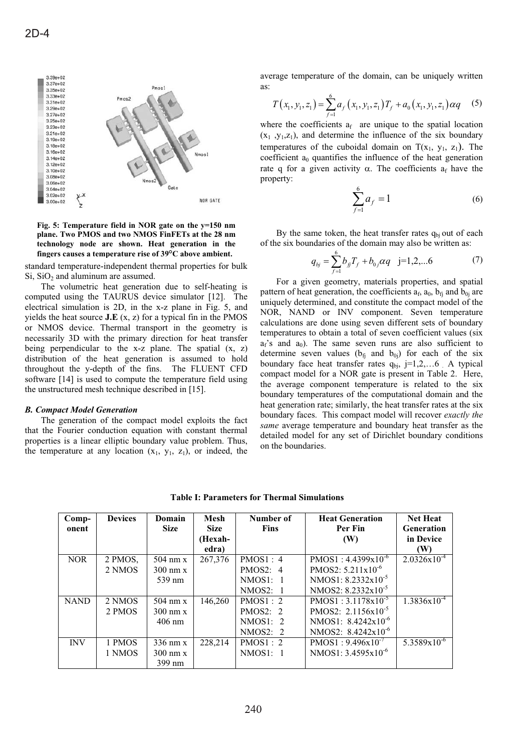Fig. 5: Temperature field in NOR gate on the y=150 nm plane. Two PMOS and two NMOS FinFETs at the 28 nm technology node are shown. Heat generation in the fingers causes a temperature rise of 39°C above ambient.

standard temperature-independent thermal properties for bulk Si, $SiO_2$ and aluminum are assumed.

The volumetric heat generation due to self-heating is computed using the TAURUS device simulator [12]. The electrical simulation is 2D, in the x-z plane in Fig. 5, and yields the heat source **J.E** (x, z) for a typical fin in the PMOS or NMOS device. Thermal transport in the geometry is necessarily 3D with the primary direction for heat transfer being perpendicular to the x-z plane. The spatial (x, z) distribution of the heat generation is assumed to hold throughout the y-depth of the fins. The FLUENT CFD software [14] is used to compute the temperature field using the unstructured mesh technique described in [15].

### *B. Compact Model Generation*

The generation of the compact model exploits the fact that the Fourier conduction equation with constant thermal properties is a linear elliptic boundary value problem. Thus, the temperature at any location $(x_1, y_1, z_1)$, or indeed, the average temperature of the domain, can be uniquely written as:

$$T(x_1, y_1, z_1) = \sum_{f=1}^{6} a_f(x_1, y_1, z_1) T_f + a_0(x_1, y_1, z_1)\alpha q \tag{5}$$

where the coefficients $a_f$ are unique to the spatial location $(x_1, y_1, z_1)$, and determine the influence of the six boundary temperatures of the cuboidal domain on $T(x_1, y_1, z_1)$. The coefficient $a_0$ quantifies the influence of the heat generation rate q for a given activity $\alpha$. The coefficients $a_f$ have the property:

$$\sum_{f=1}^{6} a_f = 1 \tag{6}$$

By the same token, the heat transfer rates $q_{bj}$ out of each of the six boundaries of the domain may also be written as:

$$q_{bj} = \sum_{f=1}^{6} b_{fj} T_f + b_{0j}\alpha q \quad j=1,2,...6 \tag{7}$$

For a given geometry, materials properties, and spatial pattern of heat generation, the coefficients $a_f$, $a_0$, $b_{fj}$ and $b_{0j}$ are uniquely determined, and constitute the compact model of the NOR, NAND or INV component. Seven temperature calculations are done using seven different sets of boundary temperatures to obtain a total of seven coefficient values (six $a_f$'s and $a_0$). The same seven runs are also sufficient to determine seven values ($b_{fj}$ and $b_{0j}$) for each of the six boundary face heat transfer rates $q_{bj}$, j=1,2,…6. A typical compact model for a NOR gate is present in Table 2. Here, the average component temperature is related to the six boundary temperatures of the computational domain and the heat generation rate; similarly, the heat transfer rates at the six boundary faces. This compact model will recover *exactly the same* average temperature and boundary heat transfer as the detailed model for any set of Dirichlet boundary conditions on the boundaries.

**Table I: Parameters for Thermal Simulations**

| Component | Devices | Domain Size | Mesh Size (Hexahedra) | Number of Fins | Heat Generation Per Fin (W) | Net Heat Generation in Device (W) |
|---|---|---|---|---|---|---|
| NOR | 2 PMOS, 2 NMOS | 504 nm x 300 nm x 539 nm | 267,376 | PMOS1 : 4<br>PMOS2: 4<br>NMOS1: 1<br>NMOS2: 1 | PMOS1 : $4.4399 \times 10^{-6}$<br>PMOS2: $5.211 \times 10^{-6}$<br>NMOS1: $8.2332 \times 10^{-5}$<br>NMOS2: $8.2332 \times 10^{-5}$ | $2.0326 \times 10^{-4}$ |
| NAND | 2 NMOS 2 PMOS | 504 nm x 300 nm x 406 nm | 146,260 | PMOS1 : 2<br>PMOS2: 2<br>NMOS1: 2<br>NMOS2: 2 | PMOS1 : $3.1178 \times 10^{-5}$<br>PMOS2: $2.1156 \times 10^{-5}$<br>NMOS1: $8.4242 \times 10^{-6}$<br>NMOS2: $8.4242 \times 10^{-6}$ | $1.3836 \times 10^{-4}$ |
| INV | 1 PMOS 1 NMOS | 336 nm x 300 nm x 399 nm | 228,214 | PMOS1 : 2<br>NMOS1: 1 | PMOS1 : $9.496 \times 10^{-7}$<br>NMOS1: $3.4595 \times 10^{-6}$ | $5.3589 \times 10^{-6}$ |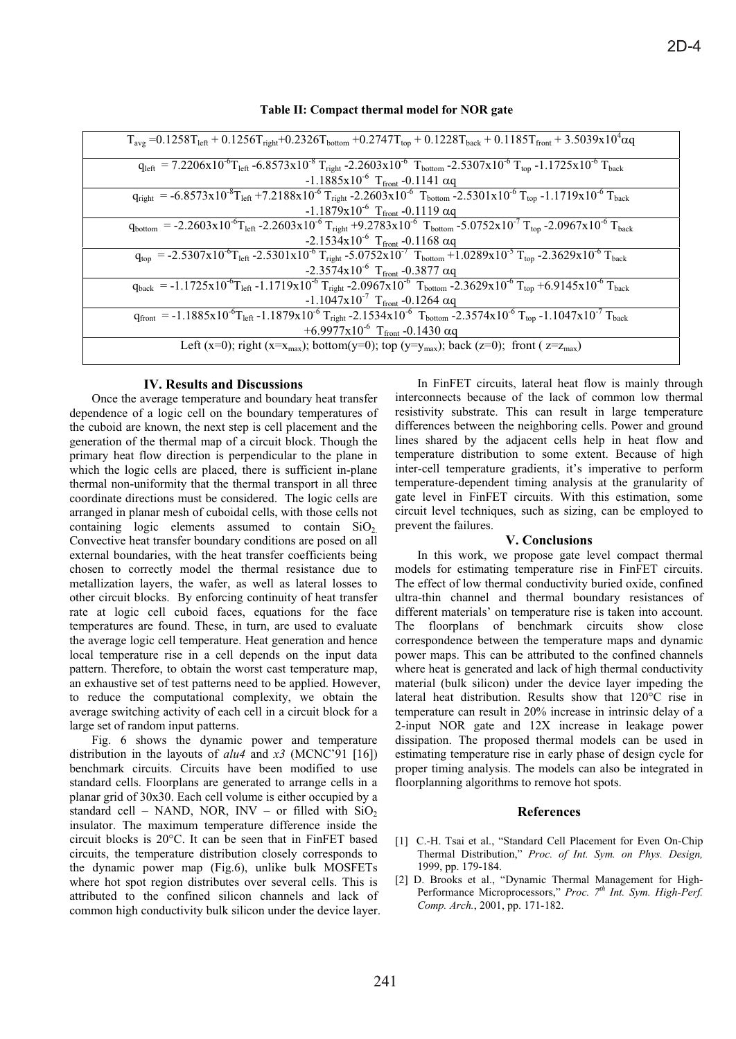**Table II: Compact thermal model for NOR gate**

| |
|---|
| $T_{avg} = 0.1258T_{left} + 0.1256T_{right} + 0.2326T_{bottom} + 0.2747T_{top} + 0.1228T_{back} + 0.1185T_{front} + 3.5039\times10^{4}\alpha q$ |
| $q_{left} = 7.2206\times10^{-6}T_{left} - 6.8573\times10^{-8}T_{right} - 2.2603\times10^{-6}T_{bottom} - 2.5307\times10^{-6}T_{top} - 1.1725\times10^{-6}T_{back} - 1.1885\times10^{-6}T_{front} - 0.1141\alpha q$ |
| $q_{right} = -6.8573\times10^{-8}T_{left} + 7.2188\times10^{-6}T_{right} - 2.2603\times10^{-6}T_{bottom} - 2.5301\times10^{-6}T_{top} - 1.1719\times10^{-6}T_{back} - 1.1879\times10^{-6}T_{front} - 0.1119\alpha q$ |
| $q_{bottom} = -2.2603\times10^{-6}T_{left} - 2.2603\times10^{-6}T_{right} + 9.2783\times10^{-6}T_{bottom} - 5.0752\times10^{-7}T_{top} - 2.0967\times10^{-6}T_{back} - 2.1534\times10^{-6}T_{front} - 0.1168\alpha q$ |
| $q_{top} = -2.5307\times10^{-6}T_{left} - 2.5301\times10^{-6}T_{right} - 5.0752\times10^{-7}T_{bottom} + 1.0289\times10^{-5}T_{top} - 2.3629\times10^{-6}T_{back} - 2.3574\times10^{-6}T_{front} - 0.3877\alpha q$ |
| $q_{back} = -1.1725\times10^{-6}T_{left} - 1.1719\times10^{-6}T_{right} - 2.0967\times10^{-6}T_{bottom} - 2.3629\times10^{-6}T_{top} + 6.9145\times10^{-6}T_{back} - 1.1047\times10^{-7}T_{front} - 0.1264\alpha q$ |
| $q_{front} = -1.1885\times10^{-6}T_{left} - 1.1879\times10^{-6}T_{right} - 2.1534\times10^{-6}T_{bottom} - 2.3574\times10^{-6}T_{top} - 1.1047\times10^{-7}T_{back} + 6.9977\times10^{-6}T_{front} - 0.1430\alpha q$ |
| Left ($x=0$); right ($x=x_{max}$); bottom($y=0$); top ($y=y_{max}$); back ($z=0$); front ($z=z_{max}$) |

## IV. Results and Discussions

Once the average temperature and boundary heat transfer dependence of a logic cell on the boundary temperatures of the cuboid are known, the next step is cell placement and the generation of the thermal map of a circuit block. Though the primary heat flow direction is perpendicular to the plane in which the logic cells are placed, there is sufficient in-plane thermal non-uniformity that the thermal transport in all three coordinate directions must be considered. The logic cells are arranged in planar mesh of cuboidal cells, with those cells not containing logic elements assumed to contain $SiO_2$. Convective heat transfer boundary conditions are posed on all external boundaries, with the heat transfer coefficients being chosen to correctly model the thermal resistance due to metallization layers, the wafer, as well as lateral losses to other circuit blocks. By enforcing continuity of heat transfer rate at logic cell cuboid faces, equations for the face temperatures are found. These, in turn, are used to evaluate the average logic cell temperature. Heat generation and hence local temperature rise in a cell depends on the input data pattern. Therefore, to obtain the worst cast temperature map, an exhaustive set of test patterns need to be applied. However, to reduce the computational complexity, we obtain the average switching activity of each cell in a circuit block for a large set of random input patterns.

Fig. 6 shows the dynamic power and temperature distribution in the layouts of *alu4* and *x3* (MCNC'91 [16]) benchmark circuits. Circuits have been modified to use standard cells. Floorplans are generated to arrange cells in a planar grid of 30x30. Each cell volume is either occupied by a standard cell – NAND, NOR, INV – or filled with $SiO_2$ insulator. The maximum temperature difference inside the circuit blocks is 20°C. It can be seen that in FinFET based circuits, the temperature distribution closely corresponds to the dynamic power map (Fig.6), unlike bulk MOSFETs where hot spot region distributes over several cells. This is attributed to the confined silicon channels and lack of common high conductivity bulk silicon under the device layer.

In FinFET circuits, lateral heat flow is mainly through interconnects because of the lack of common low thermal resistivity substrate. This can result in large temperature differences between the neighboring cells. Power and ground lines shared by the adjacent cells help in heat flow and temperature distribution to some extent. Because of high inter-cell temperature gradients, it's imperative to perform temperature-dependent timing analysis at the granularity of gate level in FinFET circuits. With this estimation, some circuit level techniques, such as sizing, can be employed to prevent the failures.

## V. Conclusions

In this work, we propose gate level compact thermal models for estimating temperature rise in FinFET circuits. The effect of low thermal conductivity buried oxide, confined ultra-thin channel and thermal boundary resistances of different materials' on temperature rise is taken into account. The floorplans of benchmark circuits show close correspondence between the temperature maps and dynamic power maps. This can be attributed to the confined channels where heat is generated and lack of high thermal conductivity material (bulk silicon) under the device layer impeding the lateral heat distribution. Results show that 120°C rise in temperature can result in 20% increase in intrinsic delay of a 2-input NOR gate and 12X increase in leakage power dissipation. The proposed thermal models can be used in estimating temperature rise in early phase of design cycle for proper timing analysis. The models can also be integrated in floorplanning algorithms to remove hot spots.

## References

[1] C.-H. Tsai et al., "Standard Cell Placement for Even On-Chip Thermal Distribution," *Proc. of Int. Sym. on Phys. Design,* 1999, pp. 179-184.

[2] D. Brooks et al., "Dynamic Thermal Management for High-Performance Microprocessors," *Proc. 7th Int. Sym. High-Perf. Comp. Arch.*, 2001, pp. 171-182.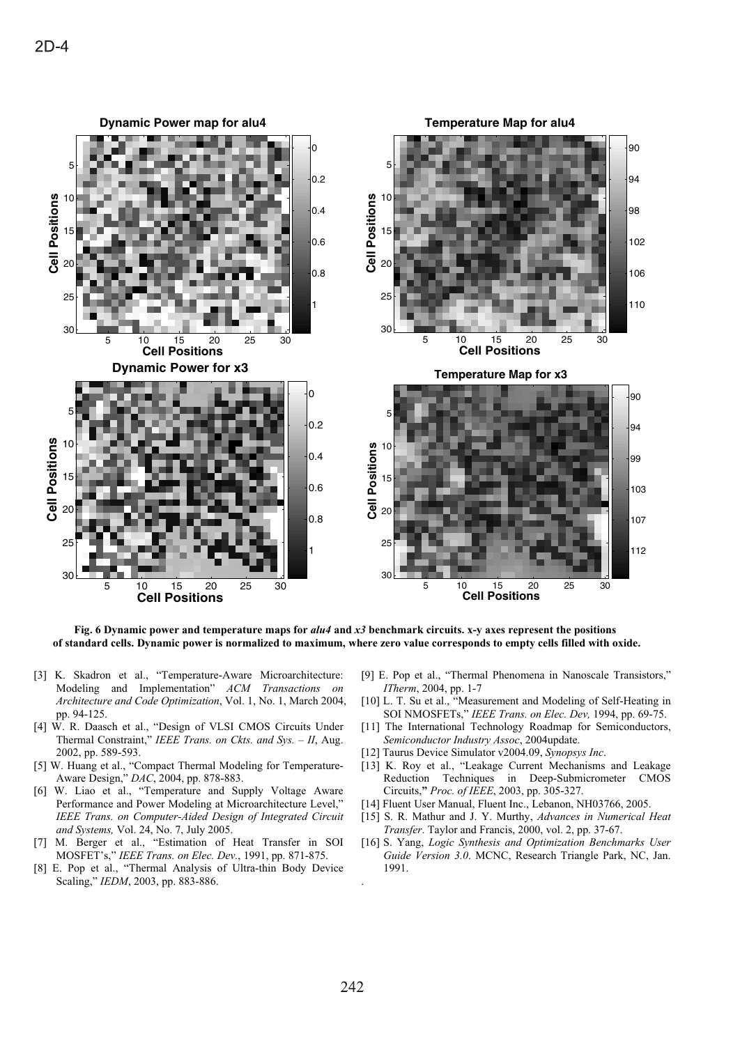Dynamic Power map for alu4

Temperature Map for alu4

Dynamic Power for x3

Temperature Map for x3

Cell Positions

0
0.2
0.4
0.6
0.8
1

90
94
98
102
106
110

90
94
99
103
107
112

**Fig. 6 Dynamic power and temperature maps for *alu4* and *x3* benchmark circuits. x-y axes represent the positions of standard cells. Dynamic power is normalized to maximum, where zero value corresponds to empty cells filled with oxide.**

[3] K. Skadron et al., "Temperature-Aware Microarchitecture: Modeling and Implementation" *ACM Transactions on Architecture and Code Optimization*, Vol. 1, No. 1, March 2004, pp. 94-125.

[4] W. R. Daasch et al., "Design of VLSI CMOS Circuits Under Thermal Constraint," *IEEE Trans. on Ckts. and Sys. – II*, Aug. 2002, pp. 589-593.

[5] W. Huang et al., "Compact Thermal Modeling for Temperature-Aware Design," *DAC*, 2004, pp. 878-883.

[6] W. Liao et al., "Temperature and Supply Voltage Aware Performance and Power Modeling at Microarchitecture Level," *IEEE Trans. on Computer-Aided Design of Integrated Circuit and Systems,* Vol. 24, No. 7, July 2005.

[7] M. Berger et al., "Estimation of Heat Transfer in SOI MOSFET's," *IEEE Trans. on Elec. Dev.*, 1991, pp. 871-875.

[8] E. Pop et al., "Thermal Analysis of Ultra-thin Body Device Scaling," *IEDM*, 2003, pp. 883-886.

[9] E. Pop et al., "Thermal Phenomena in Nanoscale Transistors," *ITherm*, 2004, pp. 1-7

[10] L. T. Su et al., "Measurement and Modeling of Self-Heating in SOI NMOSFETs," *IEEE Trans. on Elec. Dev,* 1994, pp. 69-75.

[11] The International Technology Roadmap for Semiconductors, *Semiconductor Industry Assoc*, 2004update.

[12] Taurus Device Simulator v2004.09, *Synopsys Inc*.

[13] K. Roy et al., "Leakage Current Mechanisms and Leakage Reduction Techniques in Deep-Submicrometer CMOS Circuits," *Proc. of IEEE*, 2003, pp. 305-327.

[14] Fluent User Manual, Fluent Inc., Lebanon, NH03766, 2005.

[15] S. R. Mathur and J. Y. Murthy, *Advances in Numerical Heat Transfer*. Taylor and Francis, 2000, vol. 2, pp. 37-67.

[16] S. Yang, *Logic Synthesis and Optimization Benchmarks User Guide Version 3.0*. MCNC, Research Triangle Park, NC, Jan. 1991.